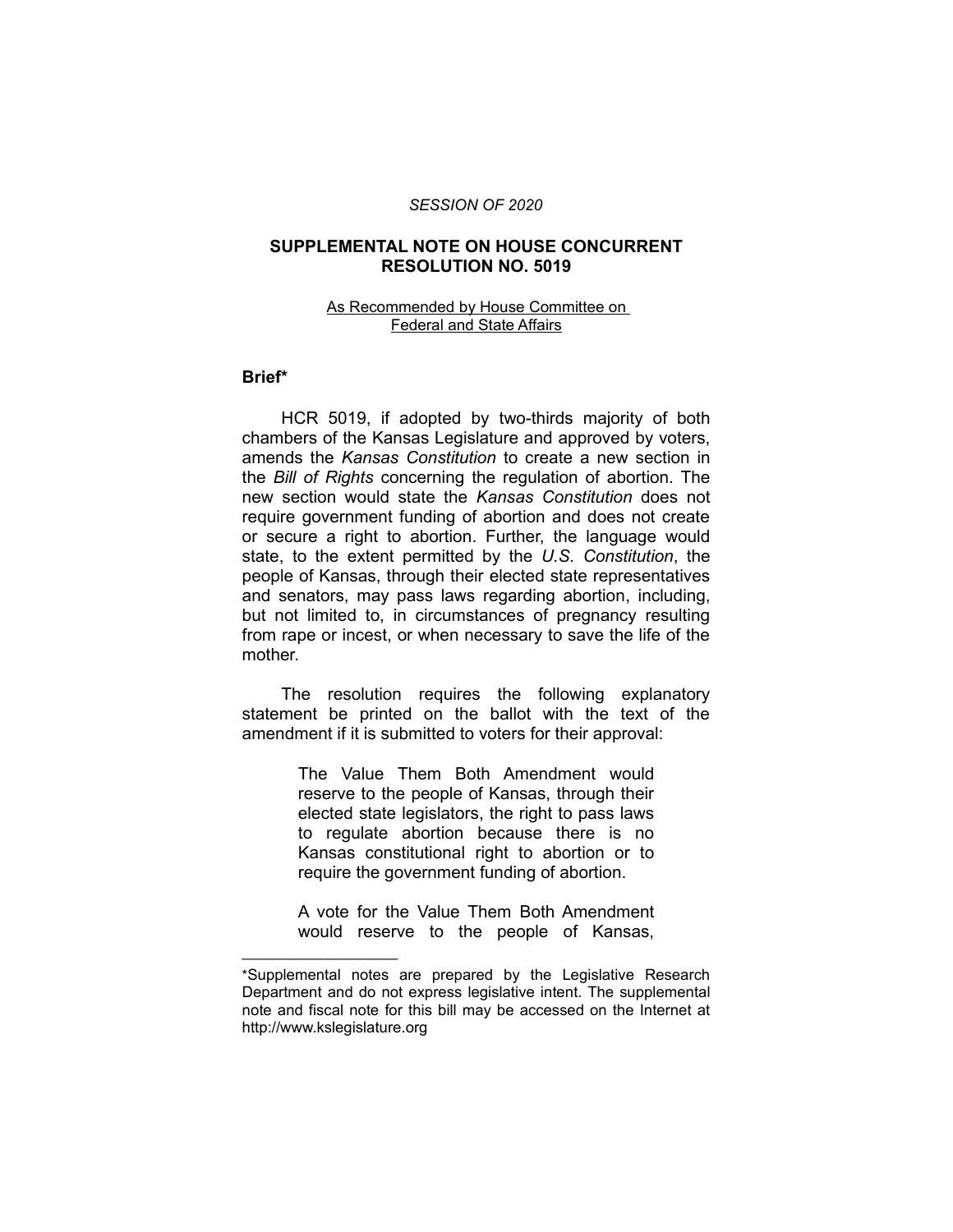*SESSION OF 2020*

# SUPPLEMENTAL NOTE ON HOUSE CONCURRENT RESOLUTION NO. 5019

As Recommended by House Committee on Federal and State Affairs

## Brief*

HCR 5019, if adopted by two-thirds majority of both chambers of the Kansas Legislature and approved by voters, amends the *Kansas Constitution* to create a new section in the *Bill of Rights* concerning the regulation of abortion. The new section would state the *Kansas Constitution* does not require government funding of abortion and does not create or secure a right to abortion. Further, the language would state, to the extent permitted by the *U.S. Constitution*, the people of Kansas, through their elected state representatives and senators, may pass laws regarding abortion, including, but not limited to, in circumstances of pregnancy resulting from rape or incest, or when necessary to save the life of the mother.

The resolution requires the following explanatory statement be printed on the ballot with the text of the amendment if it is submitted to voters for their approval:

> The Value Them Both Amendment would reserve to the people of Kansas, through their elected state legislators, the right to pass laws to regulate abortion because there is no Kansas constitutional right to abortion or to require the government funding of abortion.
>
> A vote for the Value Them Both Amendment would reserve to the people of Kansas,

---

*Supplemental notes are prepared by the Legislative Research Department and do not express legislative intent. The supplemental note and fiscal note for this bill may be accessed on the Internet at http://www.kslegislature.org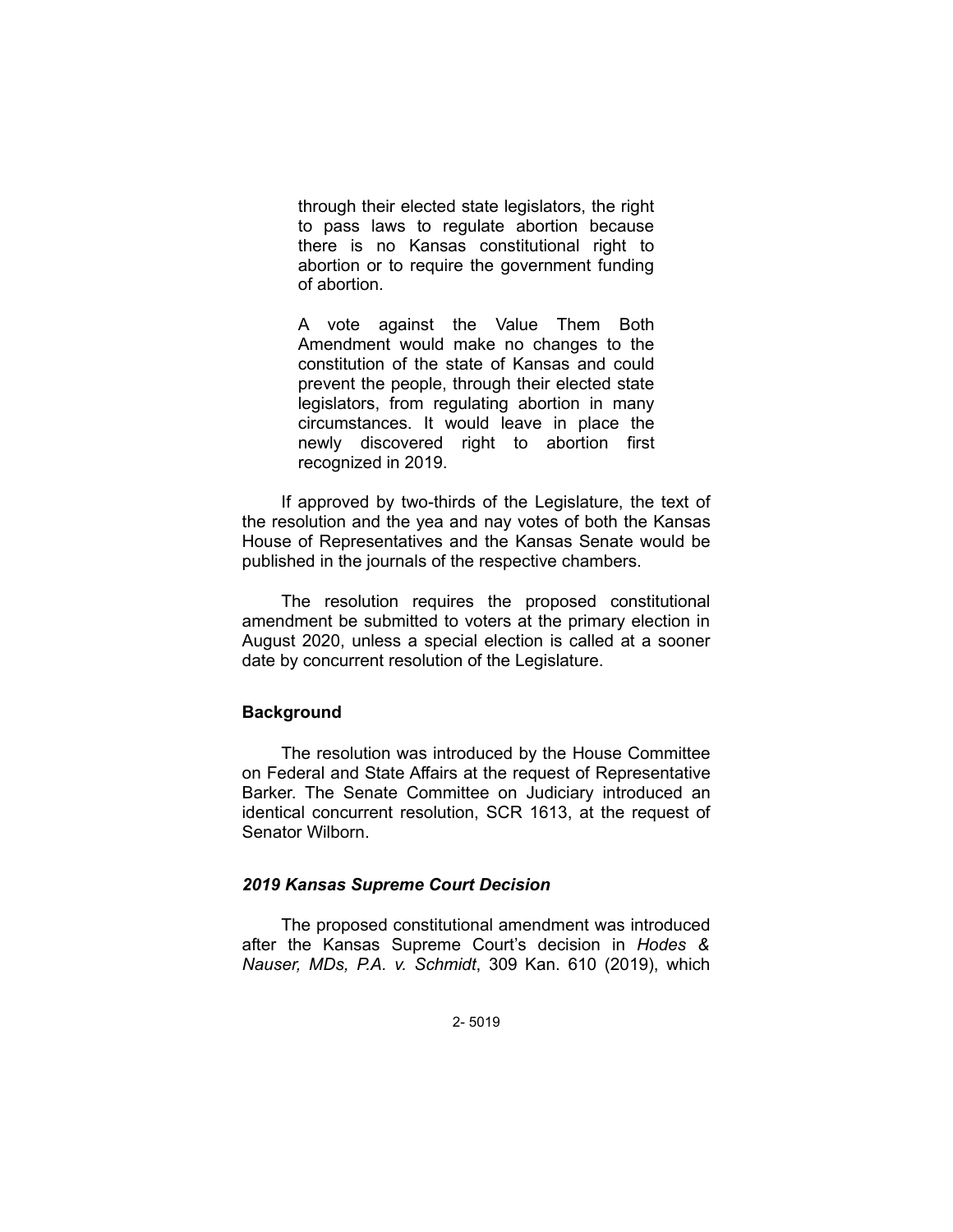> through their elected state legislators, the right to pass laws to regulate abortion because there is no Kansas constitutional right to abortion or to require the government funding of abortion.
>
> A vote against the Value Them Both Amendment would make no changes to the constitution of the state of Kansas and could prevent the people, through their elected state legislators, from regulating abortion in many circumstances. It would leave in place the newly discovered right to abortion first recognized in 2019.

If approved by two-thirds of the Legislature, the text of the resolution and the yea and nay votes of both the Kansas House of Representatives and the Kansas Senate would be published in the journals of the respective chambers.

The resolution requires the proposed constitutional amendment be submitted to voters at the primary election in August 2020, unless a special election is called at a sooner date by concurrent resolution of the Legislature.

## Background

The resolution was introduced by the House Committee on Federal and State Affairs at the request of Representative Barker. The Senate Committee on Judiciary introduced an identical concurrent resolution, SCR 1613, at the request of Senator Wilborn.

### *2019 Kansas Supreme Court Decision*

The proposed constitutional amendment was introduced after the Kansas Supreme Court's decision in *Hodes & Nauser, MDs, P.A. v. Schmidt*, 309 Kan. 610 (2019), which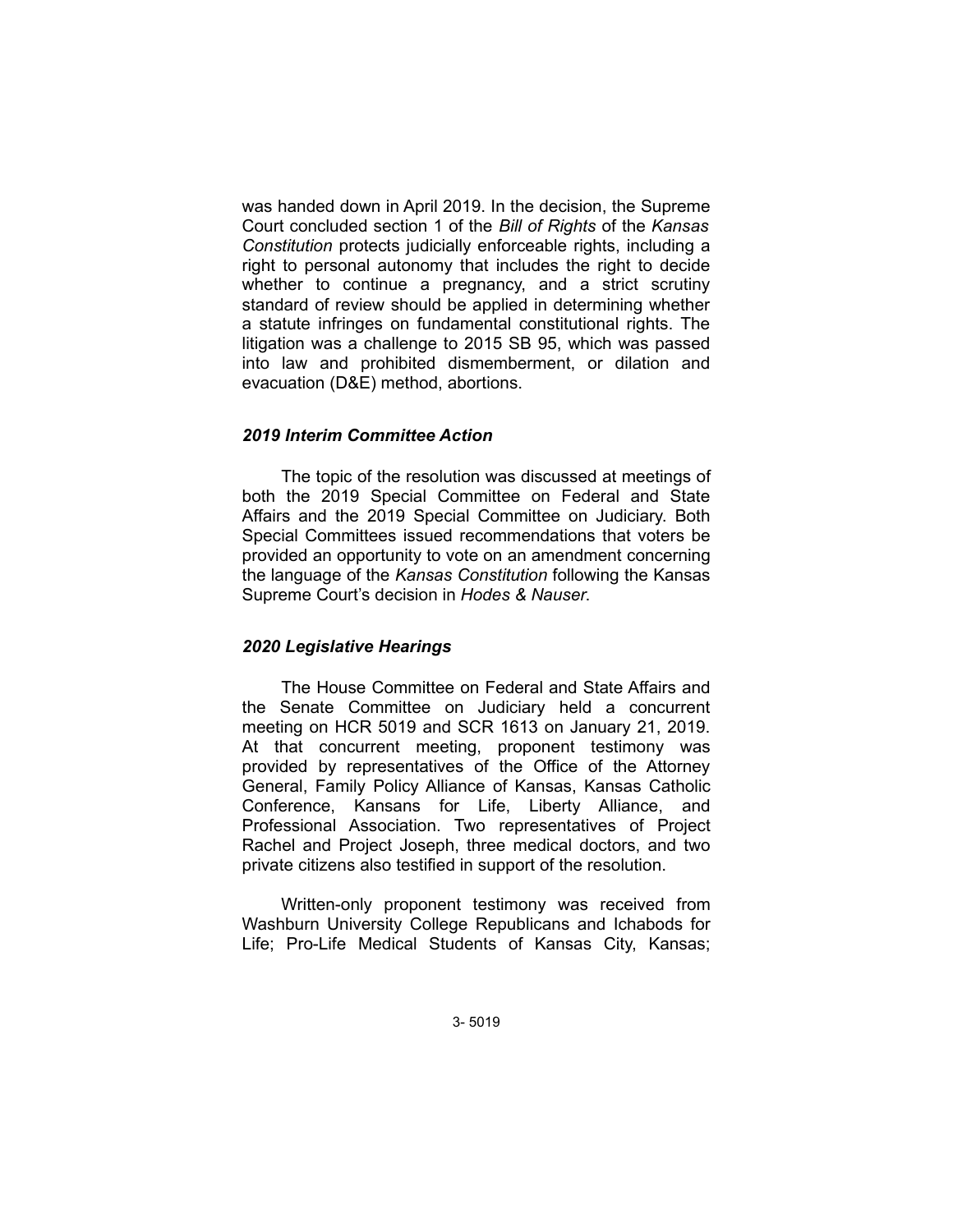was handed down in April 2019. In the decision, the Supreme Court concluded section 1 of the *Bill of Rights* of the *Kansas Constitution* protects judicially enforceable rights, including a right to personal autonomy that includes the right to decide whether to continue a pregnancy, and a strict scrutiny standard of review should be applied in determining whether a statute infringes on fundamental constitutional rights. The litigation was a challenge to 2015 SB 95, which was passed into law and prohibited dismemberment, or dilation and evacuation (D&E) method, abortions.

### *2019 Interim Committee Action*

The topic of the resolution was discussed at meetings of both the 2019 Special Committee on Federal and State Affairs and the 2019 Special Committee on Judiciary. Both Special Committees issued recommendations that voters be provided an opportunity to vote on an amendment concerning the language of the *Kansas Constitution* following the Kansas Supreme Court's decision in *Hodes & Nauser*.

### *2020 Legislative Hearings*

The House Committee on Federal and State Affairs and the Senate Committee on Judiciary held a concurrent meeting on HCR 5019 and SCR 1613 on January 21, 2019. At that concurrent meeting, proponent testimony was provided by representatives of the Office of the Attorney General, Family Policy Alliance of Kansas, Kansas Catholic Conference, Kansans for Life, Liberty Alliance, and Professional Association. Two representatives of Project Rachel and Project Joseph, three medical doctors, and two private citizens also testified in support of the resolution.

Written-only proponent testimony was received from Washburn University College Republicans and Ichabods for Life; Pro-Life Medical Students of Kansas City, Kansas;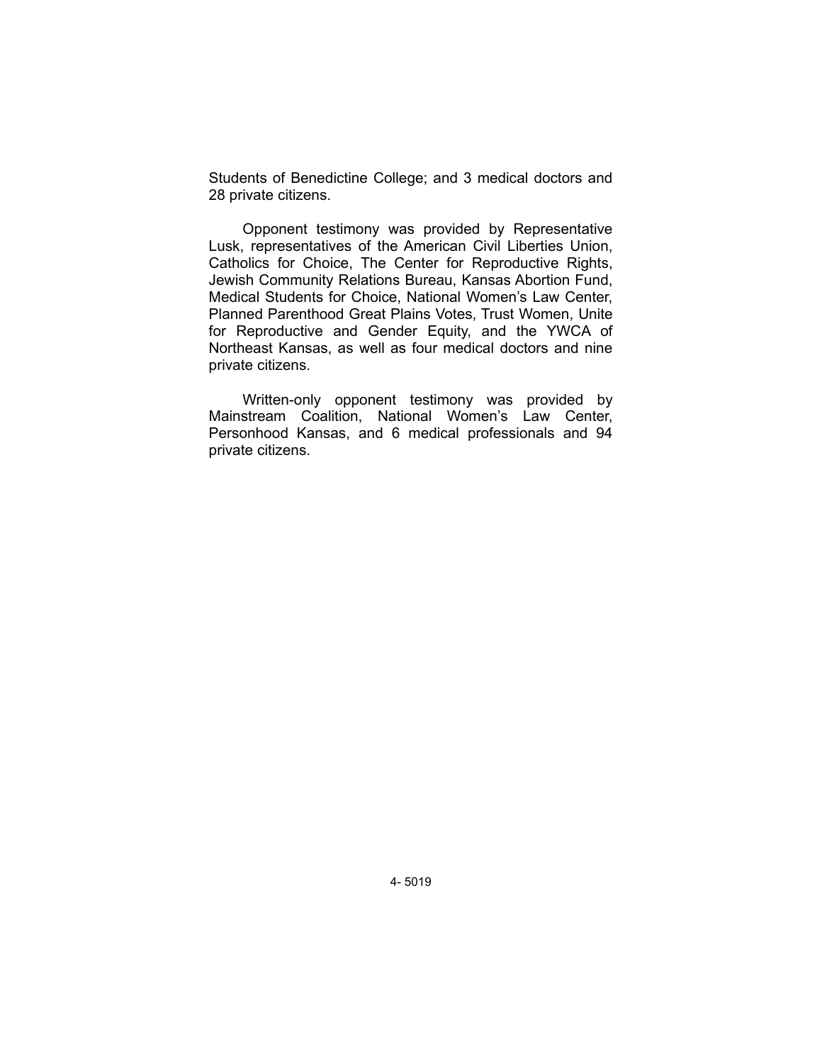Students of Benedictine College; and 3 medical doctors and 28 private citizens.

Opponent testimony was provided by Representative Lusk, representatives of the American Civil Liberties Union, Catholics for Choice, The Center for Reproductive Rights, Jewish Community Relations Bureau, Kansas Abortion Fund, Medical Students for Choice, National Women's Law Center, Planned Parenthood Great Plains Votes, Trust Women, Unite for Reproductive and Gender Equity, and the YWCA of Northeast Kansas, as well as four medical doctors and nine private citizens.

Written-only opponent testimony was provided by Mainstream Coalition, National Women's Law Center, Personhood Kansas, and 6 medical professionals and 94 private citizens.